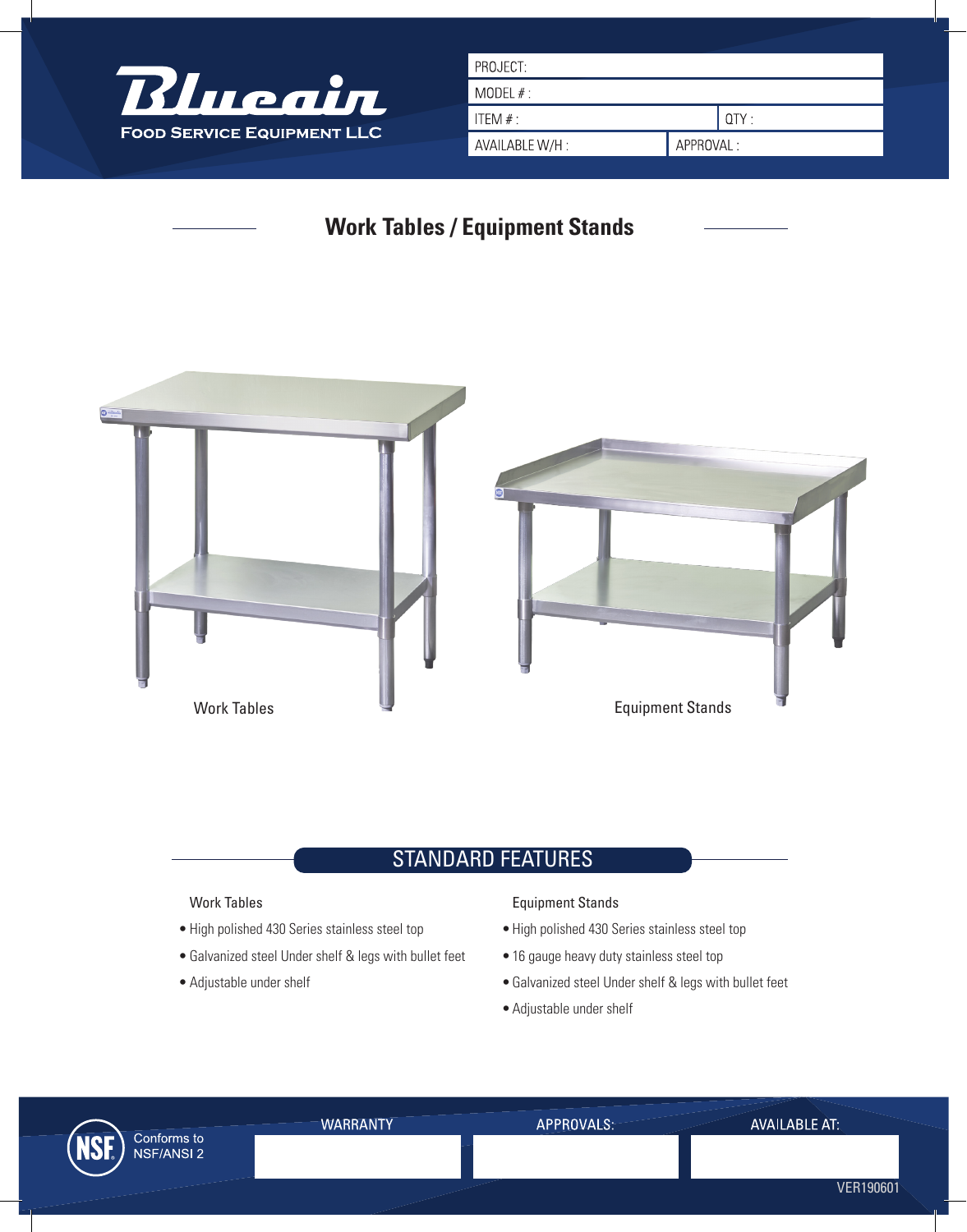# Blueair

**Food Service Equipment LLC**

| PROJECT: | |
|---|---|
| MODEL # : | |
| ITEM # : | QTY : |
| AVAILABLE W/H : | APPROVAL : |

## Work Tables / Equipment Stands

Work Tables

Equipment Stands

## STANDARD FEATURES

**Work Tables**

- High polished 430 Series stainless steel top
- Galvanized steel Under shelf & legs with bullet feet
- Adjustable under shelf

**Equipment Stands**

- High polished 430 Series stainless steel top
- 16 gauge heavy duty stainless steel top
- Galvanized steel Under shelf & legs with bullet feet
- Adjustable under shelf

NSF Conforms to NSF/ANSI 2

| WARRANTY | APPROVALS: | AVAILABLE AT: |
|---|---|---|
| | | |

VER190601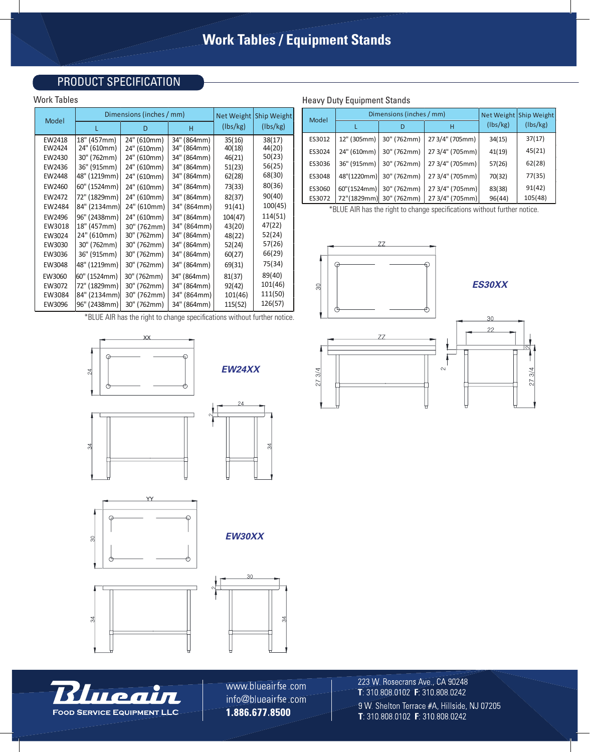# Work Tables / Equipment Stands

## PRODUCT SPECIFICATION

### Work Tables

| Model | Dimensions (inches / mm) | | | Net Weight (lbs/kg) | Ship Weight (lbs/kg) |
|---|---|---|---|---|---|
| | L | D | H | | |
| EW2418 | 18" (457mm) | 24" (610mm) | 34" (864mm) | 35(16) | 38(17) |
| EW2424 | 24" (610mm) | 24" (610mm) | 34" (864mm) | 40(18) | 44(20) |
| EW2430 | 30" (762mm) | 24" (610mm) | 34" (864mm) | 46(21) | 50(23) |
| EW2436 | 36" (915mm) | 24" (610mm) | 34" (864mm) | 51(23) | 56(25) |
| EW2448 | 48" (1219mm) | 24" (610mm) | 34" (864mm) | 62(28) | 68(30) |
| EW2460 | 60" (1524mm) | 24" (610mm) | 34" (864mm) | 73(33) | 80(36) |
| EW2472 | 72" (1829mm) | 24" (610mm) | 34" (864mm) | 82(37) | 90(40) |
| EW2484 | 84" (2134mm) | 24" (610mm) | 34" (864mm) | 91(41) | 100(45) |
| EW2496 | 96" (2438mm) | 24" (610mm) | 34" (864mm) | 104(47) | 114(51) |
| EW3018 | 18" (457mm) | 30" (762mm) | 34" (864mm) | 43(20) | 47(22) |
| EW3024 | 24" (610mm) | 30" (762mm) | 34" (864mm) | 48(22) | 52(24) |
| EW3030 | 30" (762mm) | 30" (762mm) | 34" (864mm) | 52(24) | 57(26) |
| EW3036 | 36" (915mm) | 30" (762mm) | 34" (864mm) | 60(27) | 66(29) |
| EW3048 | 48" (1219mm) | 30" (762mm) | 34" (864mm) | 69(31) | 75(34) |
| EW3060 | 60" (1524mm) | 30" (762mm) | 34" (864mm) | 81(37) | 89(40) |
| EW3072 | 72" (1829mm) | 30" (762mm) | 34" (864mm) | 92(42) | 101(46) |
| EW3084 | 84" (2134mm) | 30" (762mm) | 34" (864mm) | 101(46) | 111(50) |
| EW3096 | 96" (2438mm) | 30" (762mm) | 34" (864mm) | 115(52) | 126(57) |

*BLUE AIR has the right to change specifications without further notice.

XX
24
**EW24XX**
34
24
2
34

YY
30
**EW30XX**
34
30
2
34

### Heavy Duty Equipment Stands

| Model | Dimensions (inches / mm) | | | Net Weight (lbs/kg) | Ship Weight (lbs/kg) |
|---|---|---|---|---|---|
| | L | D | H | | |
| ES3012 | 12" (305mm) | 30" (762mm) | 27 3/4" (705mm) | 34(15) | 37(17) |
| ES3024 | 24" (610mm) | 30" (762mm) | 27 3/4" (705mm) | 41(19) | 45(21) |
| ES3036 | 36" (915mm) | 30" (762mm) | 27 3/4" (705mm) | 57(26) | 62(28) |
| ES3048 | 48"(1220mm) | 30" (762mm) | 27 3/4" (705mm) | 70(32) | 77(35) |
| ES3060 | 60"(1524mm) | 30" (762mm) | 27 3/4" (705mm) | 83(38) | 91(42) |
| ES3072 | 72"(1829mm) | 30" (762mm) | 27 3/4" (705mm) | 96(44) | 105(48) |

*BLUE AIR has the right to change specifications without further notice.

ZZ
30
**ES30XX**
ZZ
27 3/4
30
22
2
2
27 3/4

Blueair
Food Service Equipment LLC

www.blueairfse.com
info@blueairfse.com
**1.886.677.8500**

223 W. Rosecrans Ave., CA 90248
**T**: 310.808.0102 **F**: 310.808.0242
9 W. Shelton Terrace #A, Hillside, NJ 07205
**T**: 310.808.0102 **F**: 310.808.0242